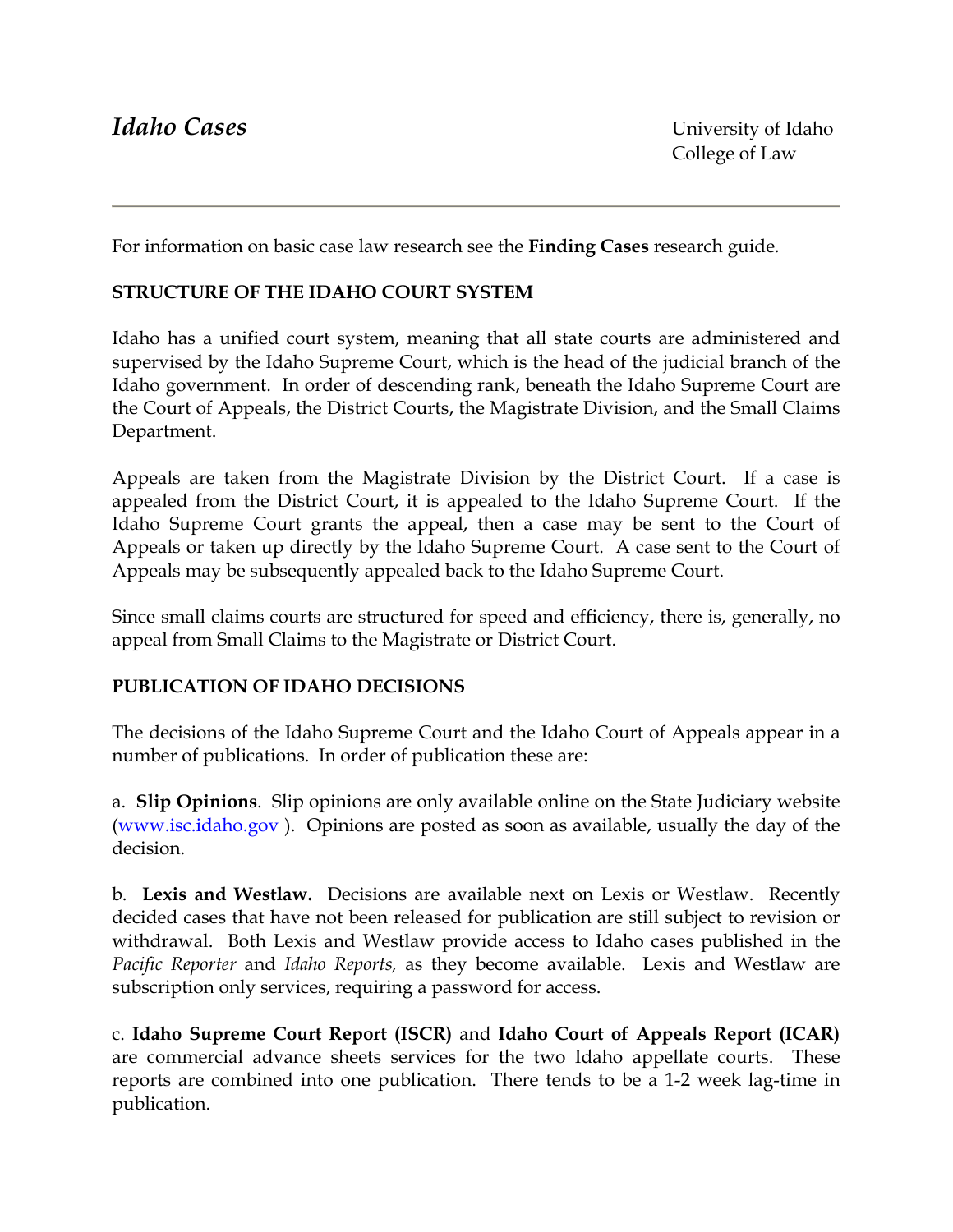# *Idaho Cases*

University of Idaho
College of Law

---

For information on basic case law research see the **Finding Cases** research guide.

## STRUCTURE OF THE IDAHO COURT SYSTEM

Idaho has a unified court system, meaning that all state courts are administered and supervised by the Idaho Supreme Court, which is the head of the judicial branch of the Idaho government. In order of descending rank, beneath the Idaho Supreme Court are the Court of Appeals, the District Courts, the Magistrate Division, and the Small Claims Department.

Appeals are taken from the Magistrate Division by the District Court. If a case is appealed from the District Court, it is appealed to the Idaho Supreme Court. If the Idaho Supreme Court grants the appeal, then a case may be sent to the Court of Appeals or taken up directly by the Idaho Supreme Court. A case sent to the Court of Appeals may be subsequently appealed back to the Idaho Supreme Court.

Since small claims courts are structured for speed and efficiency, there is, generally, no appeal from Small Claims to the Magistrate or District Court.

## PUBLICATION OF IDAHO DECISIONS

The decisions of the Idaho Supreme Court and the Idaho Court of Appeals appear in a number of publications. In order of publication these are:

a. **Slip Opinions**. Slip opinions are only available online on the State Judiciary website (www.isc.idaho.gov ). Opinions are posted as soon as available, usually the day of the decision.

b. **Lexis and Westlaw.** Decisions are available next on Lexis or Westlaw. Recently decided cases that have not been released for publication are still subject to revision or withdrawal. Both Lexis and Westlaw provide access to Idaho cases published in the *Pacific Reporter* and *Idaho Reports,* as they become available. Lexis and Westlaw are subscription only services, requiring a password for access.

c. **Idaho Supreme Court Report (ISCR)** and **Idaho Court of Appeals Report (ICAR)** are commercial advance sheets services for the two Idaho appellate courts. These reports are combined into one publication. There tends to be a 1-2 week lag-time in publication.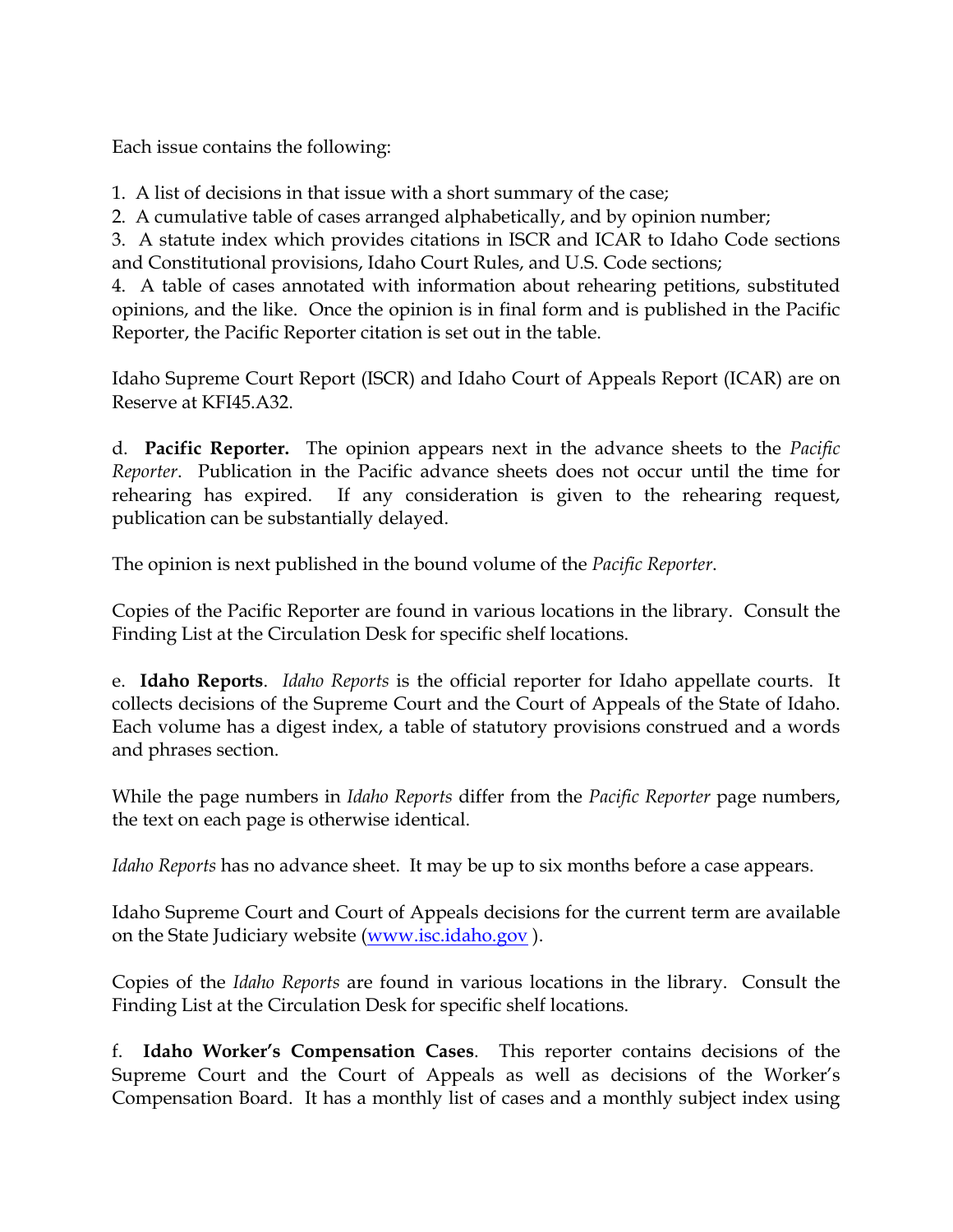Each issue contains the following:

1. A list of decisions in that issue with a short summary of the case;
2. A cumulative table of cases arranged alphabetically, and by opinion number;
3. A statute index which provides citations in ISCR and ICAR to Idaho Code sections and Constitutional provisions, Idaho Court Rules, and U.S. Code sections;
4. A table of cases annotated with information about rehearing petitions, substituted opinions, and the like. Once the opinion is in final form and is published in the Pacific Reporter, the Pacific Reporter citation is set out in the table.

Idaho Supreme Court Report (ISCR) and Idaho Court of Appeals Report (ICAR) are on Reserve at KFI45.A32.

d. **Pacific Reporter.** The opinion appears next in the advance sheets to the *Pacific Reporter*. Publication in the Pacific advance sheets does not occur until the time for rehearing has expired. If any consideration is given to the rehearing request, publication can be substantially delayed.

The opinion is next published in the bound volume of the *Pacific Reporter*.

Copies of the Pacific Reporter are found in various locations in the library. Consult the Finding List at the Circulation Desk for specific shelf locations.

e. **Idaho Reports**. *Idaho Reports* is the official reporter for Idaho appellate courts. It collects decisions of the Supreme Court and the Court of Appeals of the State of Idaho. Each volume has a digest index, a table of statutory provisions construed and a words and phrases section.

While the page numbers in *Idaho Reports* differ from the *Pacific Reporter* page numbers, the text on each page is otherwise identical.

*Idaho Reports* has no advance sheet. It may be up to six months before a case appears.

Idaho Supreme Court and Court of Appeals decisions for the current term are available on the State Judiciary website ([www.isc.idaho.gov](http://www.isc.idaho.gov) ).

Copies of the *Idaho Reports* are found in various locations in the library. Consult the Finding List at the Circulation Desk for specific shelf locations.

f. **Idaho Worker's Compensation Cases**. This reporter contains decisions of the Supreme Court and the Court of Appeals as well as decisions of the Worker's Compensation Board. It has a monthly list of cases and a monthly subject index using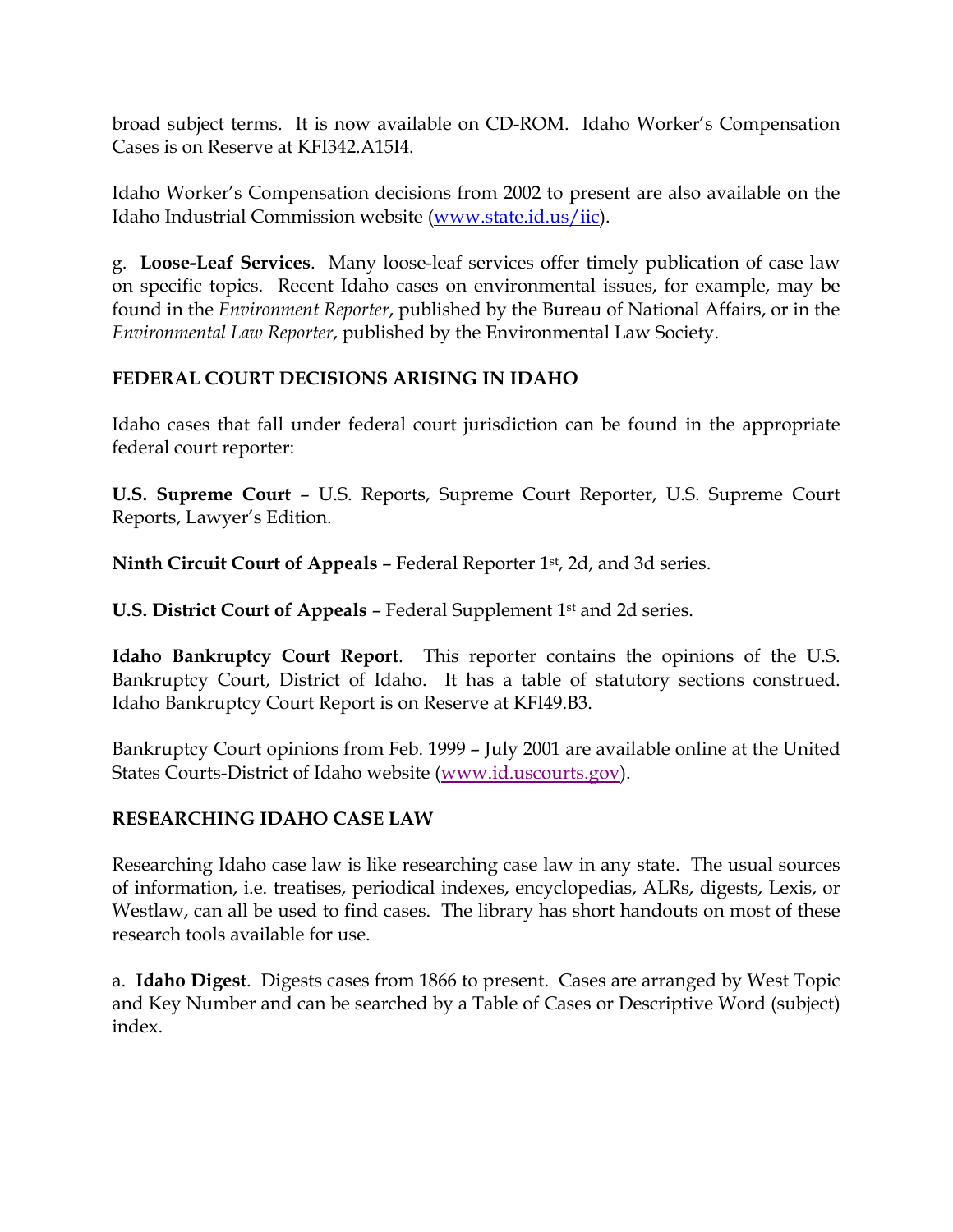broad subject terms. It is now available on CD-ROM. Idaho Worker's Compensation Cases is on Reserve at KFI342.A15I4.

Idaho Worker's Compensation decisions from 2002 to present are also available on the Idaho Industrial Commission website (www.state.id.us/iic).

g. **Loose-Leaf Services**. Many loose-leaf services offer timely publication of case law on specific topics. Recent Idaho cases on environmental issues, for example, may be found in the *Environment Reporter*, published by the Bureau of National Affairs, or in the *Environmental Law Reporter*, published by the Environmental Law Society.

## FEDERAL COURT DECISIONS ARISING IN IDAHO

Idaho cases that fall under federal court jurisdiction can be found in the appropriate federal court reporter:

**U.S. Supreme Court** – U.S. Reports, Supreme Court Reporter, U.S. Supreme Court Reports, Lawyer's Edition.

**Ninth Circuit Court of Appeals** – Federal Reporter 1st, 2d, and 3d series.

**U.S. District Court of Appeals** – Federal Supplement 1st and 2d series.

**Idaho Bankruptcy Court Report**. This reporter contains the opinions of the U.S. Bankruptcy Court, District of Idaho. It has a table of statutory sections construed. Idaho Bankruptcy Court Report is on Reserve at KFI49.B3.

Bankruptcy Court opinions from Feb. 1999 – July 2001 are available online at the United States Courts-District of Idaho website (www.id.uscourts.gov).

## RESEARCHING IDAHO CASE LAW

Researching Idaho case law is like researching case law in any state. The usual sources of information, i.e. treatises, periodical indexes, encyclopedias, ALRs, digests, Lexis, or Westlaw, can all be used to find cases. The library has short handouts on most of these research tools available for use.

a. **Idaho Digest**. Digests cases from 1866 to present. Cases are arranged by West Topic and Key Number and can be searched by a Table of Cases or Descriptive Word (subject) index.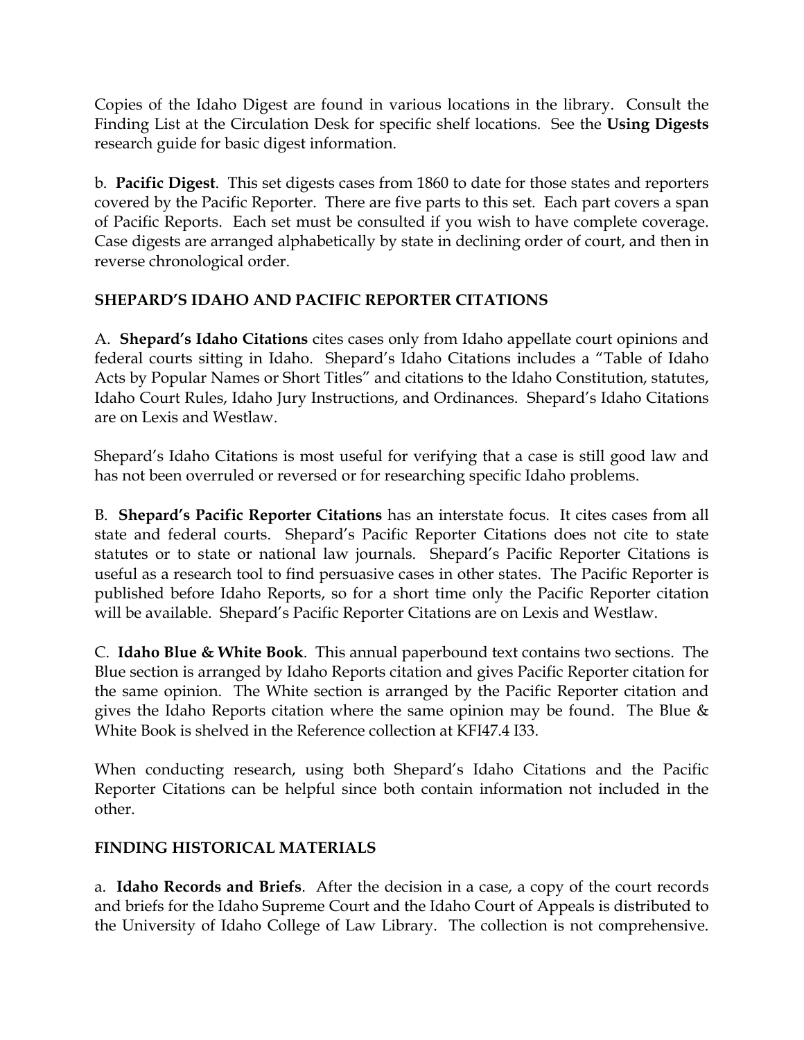Copies of the Idaho Digest are found in various locations in the library. Consult the Finding List at the Circulation Desk for specific shelf locations. See the **Using Digests** research guide for basic digest information.

b. **Pacific Digest**. This set digests cases from 1860 to date for those states and reporters covered by the Pacific Reporter. There are five parts to this set. Each part covers a span of Pacific Reports. Each set must be consulted if you wish to have complete coverage. Case digests are arranged alphabetically by state in declining order of court, and then in reverse chronological order.

## SHEPARD'S IDAHO AND PACIFIC REPORTER CITATIONS

A. **Shepard's Idaho Citations** cites cases only from Idaho appellate court opinions and federal courts sitting in Idaho. Shepard's Idaho Citations includes a "Table of Idaho Acts by Popular Names or Short Titles" and citations to the Idaho Constitution, statutes, Idaho Court Rules, Idaho Jury Instructions, and Ordinances. Shepard's Idaho Citations are on Lexis and Westlaw.

Shepard's Idaho Citations is most useful for verifying that a case is still good law and has not been overruled or reversed or for researching specific Idaho problems.

B. **Shepard's Pacific Reporter Citations** has an interstate focus. It cites cases from all state and federal courts. Shepard's Pacific Reporter Citations does not cite to state statutes or to state or national law journals. Shepard's Pacific Reporter Citations is useful as a research tool to find persuasive cases in other states. The Pacific Reporter is published before Idaho Reports, so for a short time only the Pacific Reporter citation will be available. Shepard's Pacific Reporter Citations are on Lexis and Westlaw.

C. **Idaho Blue & White Book**. This annual paperbound text contains two sections. The Blue section is arranged by Idaho Reports citation and gives Pacific Reporter citation for the same opinion. The White section is arranged by the Pacific Reporter citation and gives the Idaho Reports citation where the same opinion may be found. The Blue & White Book is shelved in the Reference collection at KFI47.4 I33.

When conducting research, using both Shepard's Idaho Citations and the Pacific Reporter Citations can be helpful since both contain information not included in the other.

## FINDING HISTORICAL MATERIALS

a. **Idaho Records and Briefs**. After the decision in a case, a copy of the court records and briefs for the Idaho Supreme Court and the Idaho Court of Appeals is distributed to the University of Idaho College of Law Library. The collection is not comprehensive.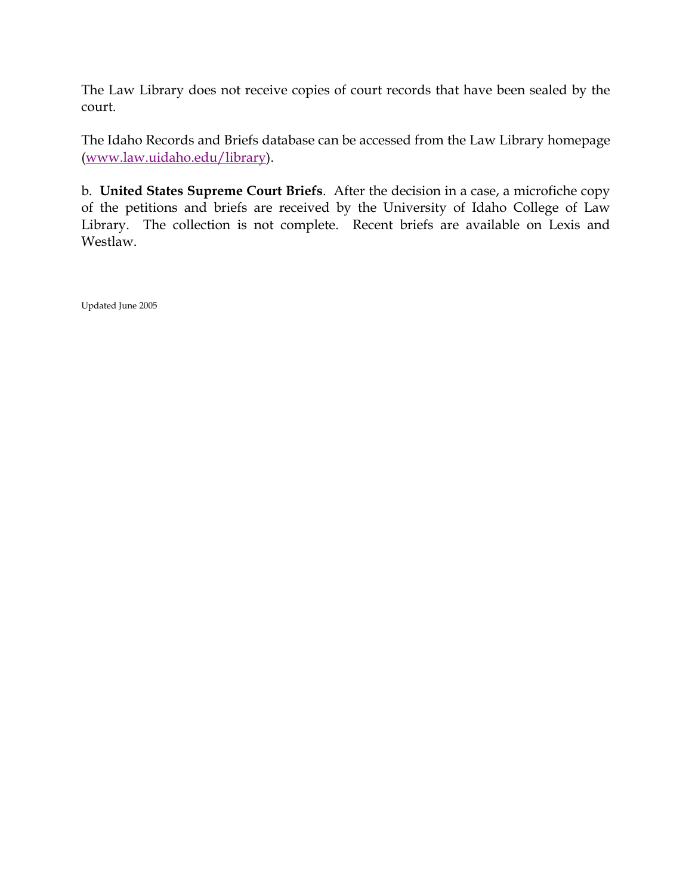The Law Library does not receive copies of court records that have been sealed by the court.

The Idaho Records and Briefs database can be accessed from the Law Library homepage ([www.law.uidaho.edu/library](http://www.law.uidaho.edu/library)).

b. **United States Supreme Court Briefs**. After the decision in a case, a microfiche copy of the petitions and briefs are received by the University of Idaho College of Law Library. The collection is not complete. Recent briefs are available on Lexis and Westlaw.

Updated June 2005